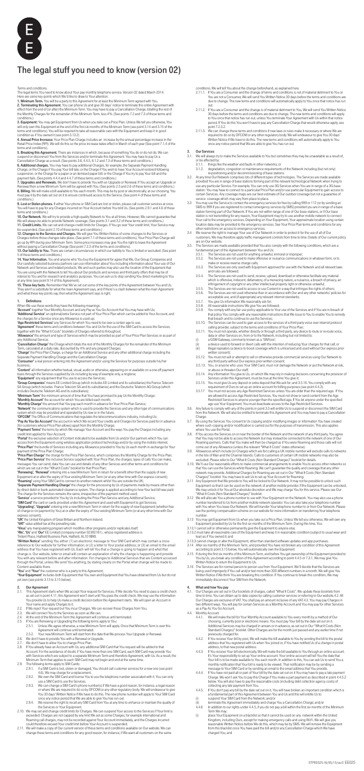# The legal stuff you need to know (version 02)

Terms and conditions.

The legal terms You need to know about Your pay monthly telephone service. Version 02 dated March 2014.

Here are some key points which We'd like to draw to Your attention:

**1. Minimum Term.** You will be a party to this Agreement for at least the Minimum Term agreed with You.

**2. Terminating this Agreement.** You can phone Us and give 30 days' notice to terminate this entire Agreement with effect from the end of (or after) the Minimum Term. You may have to pay a Cancellation Charge, totalling the rest of the Monthly Charges for the remainder of the Minimum Term, less 4%. (See points 7.2 and 7.3 of these terms and conditions.)

**3. Equipment:** You may get Equipment from Us when you take out a Price Plan. Unless We tell you otherwise, You will only own this Equipment at the end of the first six months of the Minimum Term (see point 3.14 and 3.15 of the terms and conditions). You will be required to take all reasonable care with the Equipment and keep it in good condition as if You owned it (see point 3.13.2)

**4. Annual Price Increase:** Your Price Plan Charge includes an increase by the annual percentage increase in the Retail Price Index (RPI). We will do this so the price increase takes effect in March of each year (See point 7.1.4 of the terms and conditions).

**5. Breaking this Agreement.** There are instances in which, because of something You do or do not do, We can suspend or disconnect You from the Services and/or terminate this Agreement. You may have to pay Us a Cancellation Charge as a result. (See points 3.6, 4.4.5, 6.1.2 and 7.3 of these terms and conditions.)

**6. Additional charges.** You may have to pay additional Charges, for example, the Separate Payment Handling Charge; or the Charge if You pay Your bill late; or the Charge if You wish to have Your Account restored following suspension; or the Charge for a paper or an itemised paper bill; or the Charge if You try to pay Your bill and the payment fails. (See points 4.4.4 and 4.4.7 of these terms and conditions.)

**7. Upgrades and Renewals.** We don't have to provide You with an Upgrade or Renewal. If You accept an Upgrade or Renewal then a new Minimum Term will be agreed with You. (See points 2.5 and 2.6 of these terms and conditions.)

**8. Billing.** We will make a bill available to You each month. This may be by post or electronically, at our choosing. You must pay it by the date set out on it to ensure continued access to the Service. (See point 4 of these terms and conditions.)

**9. Lost or Stolen phones.** If either Your phone or SIM Card are lost or stolen, please call customer services at once. You will have to pay for any Charges incurred on Your Account before You told Us. (See points 2.9.1 and 4.6 of these terms and conditions.)

**10. Our Network.** We will try to provide a high-quality Network to You at all times. However, We cannot guarantee that We will always be able to provide Network coverage. (See points 3.1 and 3.2 of these terms and conditions.)

**11. Credit Limits.** We can set and change credit limits for Charges. If You go over Your credit limit, Your Service may be suspended. (See point 2.10 of these terms and conditions.)

**12. Changes to the Service and Charges.** We will give You Written Notice of some changes to the Services or Charges before those changes take place. (See point 7.1 of these terms and conditions). Your Price Plan Charge will go up by RPI during your Minimum Term. Some price increases may give You the right to leave the Agreement without paying a Cancellation Charge (See point 7.2.3 of the terms and conditions).

**13. Our liability to You.** There are certain circumstances in which our liability to You is limited or excluded. (See point 5 of these terms and conditions.)

**14. Your information.** You and anyone who You buy the Equipment for agree that We, Our Group Companies and Our carefully selected business partners can use information about You including information about Your use of Our Network and Services and related products. We and such parties may also use the location of the Equipment that You are using with the Network to tell You about Our products and services and third party offers that may be of interest to You and for research and analytics purposes. You can ask us to stop sending You direct marketing to You at any time (see point 9.14 of this Agreement).

**15. These key facts.** Remember that We've set out some of the key points of the Agreement between You and Us. They aren't a substitute for what the main Agreement says, and if there's a clash between what the main Agreement and what these key points say, then what the Agreement says is right.

## 1. Definitions

When We use these words they have the following meanings:

**'Account'** together Your Monthly Account and any Pay as You Go Account that You may have with Us;

**'Additional Service'** an optional extra Service not part of Your Price Plan which can be added to Your Account, and the charges for a Service once any Allowance is used up;

**'Age Restricted Services'** any Services for which You need to be over a certain age to use;

**'Agreement'** these terms and conditions between You and Us for the use of the SIM Card to access the Services, together with the "What It Costs" booklets of Charges referred to throughout;

**'Allowance'** the amount and type of Services which may be provided as part of Your Price Plan Services or as part of any Additional Service;

**'Cancellation Charge'** the Charge which totals the rest of the Monthly Charges for the remainder of the Minimum Term, calculated at a daily rate, discounted by 4% and any prepaid Charges;

**'Charge'** the Price Plan Charge, a charge for an Additional Service and any other additional charge including the Separate Payment Handling Charge and the Cancellation Charge;

**'Consumer'** a real person entering into the Agreement and/or using the Services for purposes outside his/her business;

**'Content'** all information whether textual, visual, audio or otherwise, appearing on or available on a one-off payment basis through the Services supplied by Us including by way of example only, a ringtone;

**'Equipment'** any equipment that You use to access the Services;

**'Group Companies'** means EE Limited Group (which includes EE Limited and its subsidiaries) the France Telecom SA Group (which includes France Telecom SA and its subsidiaries) and the Deutsche Telekom AG Group (which includes Deutsche Telekom AG and its subsidiaries);

**'Minimum Term'** the minimum amount of time that You have promised to pay Us the Monthly Charge;

**'Monthly Account'** the account for which You are billed each month;

**'Monthly Charge'** the amount that You pay each month in advance for Your Price Plan Service;

**'Network'** the communications system which is used to provide the Services and any other type of communications system which may be provided and operated by Us now or in the future;

**'OFCOM'** The Office of Communications that regulates the telecommunications industry, including Us;

**'Pay As You Go Account'** the account in which We record Your credits and Charges for Services paid for in advance (for customers whose Price Plan allows) apart from the Monthly Charge;

**'Payment Terms'** the terms by which We manage Your Account and the ways You pay the Charges including any credit limit applied to Your Account;

**'Portal'** the exclusive selection of Content indicated to be available from Us and/or Our partners which You can access from the Equipment using wireless application protocol technology and/or by using the mobile internet;

**'Price Plan'** the bundle of Services including any Allowance provided to You by Us each month in exchange for Your payment of the Price Plan Charge;

**'Price Plan Charge'** the charge for the Price Plan Service, which comprises the Monthly Charge for the Price Plan;

**'Price Plan Service'** the inclusive Service supplied with Your Price Plan, the charges, types of calls You can make, messages You can send, data You can use and details of any other Services and other terms and conditions for which are set out in the "What It Costs" booklet for that Price Plan;

**'Renewing', 'Renewal'** entering into a new Minimum Term in return for a benefit other than the supply of new Equipment at or after the expiry of Your existing Minimum Term (or at any other time with Our express consent);

**'Roaming'** using Your SIM Card to connect to another network whilst You are outside the UK;

**'Separate Payment Handling Charge'** the charge for the processing by Us of payments made by means other than by direct debit or bank automated clearance system. The charge is applied according to how Your last bill was paid. The charge for the Services remains the same, irrespective of the payment method used;

**'Service'** a service provided to You by Us including the Price Plan Service and any Additional Service;

**'SIM Card'** the card or cards provided under this Agreement and used with Equipment to get Services;

**'Upgrading', 'Upgrade'** entering into a new Minimum Term in return for the supply of new Equipment (whether free of charge or on payment by You) at or after the expiry of Your existing Minimum Term (or at any other time with Our express consent);

**'UK'** the United Kingdom of Great Britain and Northern Ireland;

**'VAT'** value added tax at the prevailing rate;

**'Virus'** any manipulating program which modifies other programs and/or replicates itself;

**'We', 'Us'** and **'Our'** EE Limited (company number 02382161), whose registered address is: Trident Place, Hatfield Business Park, Hatfield, AL10 9BW;

**'Written Notice'** sending You either: (1) an electronic message to Your SIM Card which may contain a cross reference to Our website for further information; or (2) a letter to Your postal address; or (3) an email to the email address that You have registered with Us. Each will tell You that a change is going to happen and what that change is. Our website, letter or email will contain an explanation of why the change is happening and provide You with any relevant before and after information. For changes to Additional Services that are Content accessed through the Portal, unless We send You anything, by stating clearly on the Portal what change will be made to Content available there.

**'You'** and **'Your'** the customer who is a party to this Agreement;

**'Your Equipment'** includes both Equipment that You own and Equipment that You have obtained from Us but do not yet own (see points 3.13 to 3.15 below).

## 2. Our Agreement

2.1. This Agreement starts when We accept Your request for Services. If We decide You need to pass a credit check as set out in point 4.11, this Agreement won't start until You pass the credit check. We may use the information You provide Us to help Us make a credit decision before this Agreement starts. We will open an Account in Your name and apply Charges to it.

2.2. If We reject Your request but incur Charges, We can recover those Charges from You.

2.3. We will connect You to the Services as soon as We can.

2.4. At the end of the Minimum Term this Agreement will continue until terminated.

2.5. If You are Renewing or Upgrading the following terms apply to You:

2.5.1. Unless We agree otherwise, a new Minimum Term will apply. Once that Minimum Term is over this Agreement will continue until terminated.

2.5.2. Your new Minimum Term will start from the date that We process Your Upgrade or Renewal.

2.6. We don't have to provide You with a Renewal or Upgrade.

2.7. We don't have to allow You to change Price Plan.

2.8. If You already have an Account with Us, any additional SIM Card that You request will be added to that Account. For the avoidance of doubt, if You have more than one SIM Card, each SIM Card may provide You with Services which are subject to a separate Minimum Term and therefore Agreement, with Us. As a result, the Minimum Term that applies to each SIM Card may not begin and end at the same time.

2.9. The following terms apply to SIM Cards:

2.9.1. If a SIM Card is lost, stolen or damaged, You should call customer services for a new one (see point 4.6). We may charge for a replacement.

2.9.2. We own the SIM Card and license You to use the telephone number associated with it. You can only use a SIM Card to use the Services.

2.9.3. We can change a SIM Card's phone number(s) if We have a good reason, for instance, a legal reason or where We are required to do so by OFCOM or any other regulatory body. We will endeavour to give You 30 days' Written Notice if We have to do this. The new phone number will apply to Your SIM Card once any notice period that We are able to give You has run out.

2.9.4. We reserve the right to recall any SIM Card from You at any time to enhance or maintain the quality of the Services or Your Equipment.

2.10. We may set and change credit limits for Charges. We can suspend Your access to the Services if Your limit is exceeded. Charges are not capped by any limit We set as some Charges, for example international and Roaming call charges, may not be recorded against Your Account immediately, and the Charges incurred could therefore exceed Your credit limit before Your Account is suspended.

2.11. We will make a copy of Our current version of these terms and conditions available on Our website. We can change these terms and conditions for any good reason, for instance, if We want all customers on the same conditions. We will tell You about the change beforehand, as explained here.

2.11.1. If You are a Consumer and the change of terms and conditions is not of material detriment to You or You are not a Consumer, We will send You Written Notice 30 days before the terms and conditions are due to change. The new terms and conditions will automatically apply to You once that notice has run out.

2.11.2. If You are a Consumer and the change is of material detriment to You, We will send You Written Notice 30 days before the terms and conditions are due to change. The new terms and conditions will apply to You once that notice has run out, unless You terminate Your Agreement with Us within that notice period. If You do this You won't have to pay any Cancellation Charge that would otherwise apply, see point 7.2.3.2.

2.11.3. We can change these terms and conditions if new laws or rules make it necessary or where We are required to do so by OFCOM or any other regulatory body. We will endeavour to give You 30 days' Written Notice if We have to do this. The new terms and conditions will automatically apply to You once any notice period that We are able to give You has run out.

## 3. Our Services

3.1. We will always try to make the Services available to You but sometimes they may be unavailable as a result of, or be affected by:

3.1.1. things like the weather and faults in other networks; or

3.1.2. degradation, congestion or maintenance requirements of the Network including (but not only) re-positioning and/or decommissioning of base stations.

3.2. At any time Our Network comprises lots of different types of technologies. The Services are made available provided You are in range of base stations forming part of the relevant technological Network when trying to use any particular Service. For example, You can only use 3G Services when You are in range of a 3G base station. You may have to connect to a particular Price Plan and/or use particular Equipment to gain access to certain Services. Any coverage maps are our best estimate of Our outdoor coverage but not a guarantee of service coverage which may vary from place to place.

3.3 You may use the Service to contact the emergency services for free by calling 999 or 112 (or by sending an SMS to 999 if you are registered to contact emergency services by SMS) provided you are in range of a base station forming part of Our Network. If You are not within range of one of Our base stations, or if Our base station is not transmitting for any reason, Your Equipment may try to use another mobile network to connect Your call to the emergency services. Depending on Your Equipment, Your approximate location using certain location data may be provided to the emergency services. See Your Price Plan terms and conditions for any other restrictions on access to emergency services.

3.4 We reserve the right to manage Your use of Our Network in order to protect it for the use of all of Our customers. We may therefore apply traffic management controls from time to time. Details of Our current policy are on Our website.

3.5. The Services are made available provided that You also comply with the following conditions, which are a fundamental part of this Agreement between You and Us:

3.5.1. The Services are not used for anything unlawful, immoral or improper;

3.5.2. The Services are not used to make offensive or nuisance communications in whatever form, or to make or receive reverse charge calls;

3.5.3. The Services are only used with Equipment approved for use with the Network and all relevant laws and rules are followed;

3.5.4. The Services are not used to send, receive, upload, download or otherwise facilitate any material which is offensive, indecent, defamatory, of a menacing nature, a nuisance, a breach of privacy, an infringement of copyright or any other intellectual property right or otherwise unlawful;

3.5.5. The Services are not used to access or use Content in a way that infringes the rights of others;

3.5.6. The Services are not used otherwise than in accordance with Our and any other networks' policies for acceptable use, and (if appropriate) any relevant internet standards;

3.5.7. You give Us information We reasonably ask for;

3.5.8. All reasonable instructions We give You are followed;

3.5.9. You comply with any fair use policy applicable to Your use of the Services and if You are in breach of that policy You comply with any reasonable instructions that We issue to You to enable You to remedy that breach and to continue to use the Services;

3.5.10. The Services can be used to gain access to the services of a third party voice over internet protocol calling provider, subject to the terms and conditions of Your Price Plan;

3.5.11. You must not operate, whether directly or through a third party, any device to route or re-route voice, data or other Services on, from or to the Network, including but not limited to:

(i) a GSM Gateway, commonly known as a "SIM box";

(ii) a device used to forward or divert calls with the intention of reducing Your charges for that call; or

(iii) illegal repeaters (a device to boost coverage which is unlicensed and used without Our express prior written consent);

3.5.12. You must not sell or attempt to sell or otherwise provide commercial services using Our Network to any third party without Our express prior written consent;

3.5.13. You, or anyone who uses Your SIM Card, must not damage the Network or put the Network at risk, or abuse or threaten Our staff;

3.5.14. Any information You give to Us, on which We may rely in making decisions concerning the provision of Services under this Agreement, must be true at the time You give it;

3.5.15. You must give Us any deposit or extra deposit that We ask for; and 3.5.16. You comply with any requirement of Ours to set up an online account for billing purposes (see point 4.4.3).

3.5.17 You must not access any Age Restricted Services unless You are older than the required age. If You are allowed to access Age Restricted Services, You must not show or send content from the Age Restricted Services to anyone younger than the specified age. If You let anyone under the specified age use Your Equipment, You must deactivate access to the Age Restricted Services.

3.6. Any failure to comply with any of the points in point 3.5 will entitle Us to suspend or disconnect the SIM Card from the Network. We will also be entitled to terminate this Agreement and You may have to pay a Cancellation Charge.

3.7. By using the Services You consent to Us copying and/or modifying images or information You have created where such copying and/or modification is carried out for the purposes of transmission. This also applies where You use the Portal.

3.8. If You access the Services on or near the border of the Network and the network of any third party, You agree that You may not be able to access the Network but may instead be connected to the network of one of Our Roaming partners. Calls that You make will then be charged as if You were Roaming and those calls will not come out of any Allowance (unless the relevant "What It Costs" states otherwise).

3.9. Allowances which include (or Charges which are for) calling a UK mobile number will exclude calls to networks in the Isle of Man and the Channel Islands. Calls to customers of certain UK mobile networks may also be excluded. Please refer to Our "What It Costs (Non Standard Charges)" booklet for details.

3.10. We'll use reasonable efforts to make commercial arrangements to enable You to access other networks so that You can use the Services whilst Roaming. We can't guarantee the quality and coverage that any other network may provide. Additional Charges for Roaming are set out in Our "What It Costs (Non Standard Charges)" booklet. You may have to ask Us to set up Your Account for Roaming.

3.11. Any Equipment that We provide to You will be locked to Our Network. It may not be possible to unlock such Equipment so that it can be used on the network of another mobile provider. If the Equipment can be unlocked, We may unlock it for You at Our absolute discretion and We may charge You for this service. Please see Our "What It Costs (Non Standard Charges)" booklet.

3.12 We will allocate You a phone number to use with Your Equipment on the Network. You may also use a phone number transferred to Us from another mobile network operator. You can also take your telephone number with You when You leave Our Network. We will transfer Your telephone number to or from Our Network. Please see the porting compensation scheme on our website for more information on transferring Your telephone number.

3.13 You may get Equipment from Us when you take out a Price Plan. Unless We tell you otherwise, We will own any Equipment provided by Us for the first six months of the Minimum Term. During this time, You:

3.13.1 cannot sell or otherwise permanently give the Equipment to anyone else;

3.13.2 must take all reasonable care of the Equipment and keep it in reasonable condition (subject to usual wear and tear) as if You owned it; and

3.13.3 cannot change or alter the Equipment, other than standard software updates and app purchases.

3.14 After six months of the Minimum Term, and provided You have not broken any condition of this Agreement according to point 3.15 below, You will automatically own the Equipment.

3.15 If during the first six months of the Minimum Term, and before You get ownership of the Equipment provided to You by Us, you break any condition of this Agreement according to point 4.4.5 or 7.3.1, We may give You Written Notice to return the Equipment to Us.

3.16 The Services are for normal person to person use from Your Equipment. We'll decide that the Services are being used improperly if You call and/or text more than 300 different numbers in a month. We will give You Written Notice if We think You are breaking this condition. If You continue to break this condition, We may immediately disconnect Your SIM from the Network.

## 4. What and how You pay

4.1. Our Charges are set out in Our booklets of charges, called "What It Costs". We update these booklets from time to time. You can obtain up to date copies by calling customer services or referring to Our website.4.2. All Our Charges are exclusive of VAT. You shall pay an amount inclusive of any VAT.4.3. You may pay Charges in two different ways. You will pay for certain Services as a Monthly Account and You may pay for other Services as a Pay As You Go Account.

4.4. Monthly Account

4.4.1. We will make the bill for Your Monthly Account available to You every month by a method of Our choosing, currently post or electronic means. You must pay Your bill by the date set out on it. Additional Services may be charged in arrears or in advance, as set out in Our "What It Costs (Non Standard Charges)" booklet. Other Charges are for the month just passed and any earlier time if not previously charged for.

4.4.2. If You receive Your bill by post, We will make the bill available to You by sending the bill to the postal address that You registered with Us when You joined or, if You have notified Us of a change in postal address, to that new postal address.

4.4.3. If You receive Your bill electronically, We will make the bill available to You through an online account. It's Your responsibility to set up Your online account. Your online account will tell You the date that Your bill is to be made available to You each month. In addition to this, You can ask Us to send You a monthly notification that Your bill is ready to be viewed. That notification may be by sending a message to Your SIM Card or by sending an email to the email address that You provide.

4.4.4. If You have not paid all or part of Your bill by the date set out on it You may have to pay a late payment Charge. We won't ask You to pay this Charge if You make a part payment as described in point 4.4.5.2 below. You will also have to pay the reasonable costs (including debt collection agency costs) of collecting any late payment from You.

4.4.5. If You don't pay any bill by the date set out on it, You will have broken an important condition which is a fundamental part of this Agreement between You and Us and this will entitle Us to:

(i) suspend Your SIM Card from the Network; and/or

(ii) terminate this Agreement immediately and charge You a Cancellation Charge; and/or

4.4.6 In addition to our rights under 4.4.5, if you do not pay a bill within the first six months of the Minimum Term We may:

(i) place Your Equipment on a blacklist so that it cannot be used on any network within the United Kingdom, including Ours, except for making emergency calls and using WiFi. We will give you reasonable Written Notice before We do this, which may be by SMS. We will remove the Equipment from this blacklist once You have paid the bill and/or any Cancellation Charge which We have charged You; and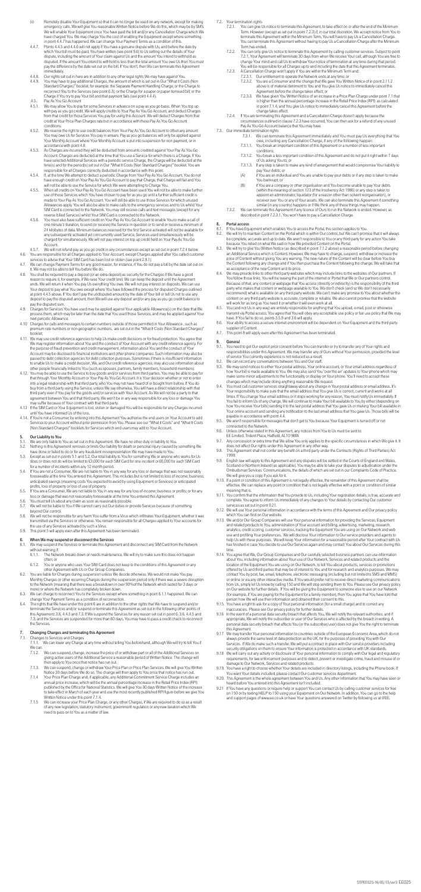(ii) Remotely disable Your Equipment so that it can no longer be used on any network, except for making emergency calls. We will give You reasonable Written Notice before We do this, which may be by SMS. We will enable Your Equipment once You have paid the bill and/or any Cancellation Charge which We have charged You. We may charge You the cost of enabling the Equipment except where something in point 4.4.7 has happened. We can change Your Payment Terms as a condition of this.

4.4.7. Points 4.4.5 and 4.4.6 will not apply if You have a genuine dispute with Us; and before the date by which Your bill must be paid, You have written (see point 9.6) to Us setting out the details of Your dispute, including the amount of Your claim against Us and the amount You intend to withhold as disputed. If the amount You intend to withhold is less than the total amount You owe Us then You must pay the difference by the date set out on the bill. If You don't, then We can terminate this Agreement immediately.

4.4.8. Our rights set out in here are in addition to any other legal rights We may have against You.

4.4.9. You may have to pay additional Charges, the amount of which is set out in Our "What it Costs (Non Standard Charges)" booklet, for example: the Separate Payment Handling Charge; or the Charge to reconnect You to the Services (see point 6.3); or the Charge for a paper or paper itemised bill; or the Charge if You try to pay Your bill and that payment fails (see point 4.4.3).

4.5. Pay As You Go Account

4.5.1. We may allow You to pay for some Services in advance on a pay as you go basis. When You top up with pay as you go credit, We will apply credits to Your Pay As You Go Account, and deduct Charges from that credit for those Services You pay for using this Account. We will deduct Charges from that credit at Your Price Plan Charges rate but in accordance with these Pay As You Go Account conditions.

4.5.2. We reserve the right to use credit balances from Your Pay As You Go Account to offset any amount You may owe Us for Services You pay in arrears. Pay as you go balances will only be applied against Your Monthly Account where Your Monthly Account is put into suspension for non payment, or in accordance with point 4.8.

4.5.3. As Charges are incurred they will be deducted from amounts credited against Your Pay As You Go Account. Charges are deducted at the time that You use a Service for which there is a Charge. If You have selected Additional Services with a periodic service Charge, the Charge will be deducted at the time(s) and for the period(s) set out in Our "What It Costs (Non Standard Charges)" booklet. You are responsible for all Charges correctly deducted in accordance with this point.

4.5.4. If, at the time We attempt to deduct a periodic Charge from Your Pay As You Go Account, You do not have enough credit on Your Pay As You Go Account to pay that Charge, that Charge will fail and You will not be able to use the Service for which We were attempting to Charge You.

4.5.5. When all credits on Your Pay As You Go Account have been used You will not be able to make further use of those Services which You have chosen to pay for as you go until a further sufficient credit is made to Your Pay As You Go Account. You will still be able to use those Services for which unused Allowances apply. You will also be able to make calls to the emergency services and to Us whilst Your SIM Card is connected to the Network. You may still receive calls and text messages (except for any reverse billed Services) whilst Your SIM Card is connected to the Network.

4.5.6. You must also have sufficient credit on Your Pay As You Go Account to enable You to make a call of one minute's duration, to send (or receive) the Service in question or to send or receive a minimum of 24 kilobytes of data. Minimum balances reserved for the first Service activated will not be available for any subsequently activated yet concurrently used Services. Services used simultaneously will be charged for simultaneously. We will not pay interest on top up credit held on Your Pay As You Go Account.

4.5.7. We will not refund any pay as you go credit in any circumstances except as set out in point 7.2.4 below.

4.6. You are responsible for all Charges applied to Your Account, except Charges applied after You called customer services to advise that Your SIM Card has been lost or stolen (see point 2.9.1).

4.7. We can change Payment Terms for any good reason, for instance, if You do not pay a bill by the date set out on it. We may not be able to tell You before We do.

4.8. You shall be required to pay a deposit (or an extra deposit) as security for the Charges if We have a good reason to require it, for example, if We raise Your credit limit. We can keep the deposit until the Agreement ends. We will return it when You pay Us everything You owe. We will not pay interest on deposits. We can use Your deposit to pay what You owe except where You have followed the process for disputed Charges outlined at point 4.4.5 above. If You don't pay the undisputed amount by the date of Your bill or tell Us not to use any deposit to pay the disputed amount, then We will use any deposit and/or any pay as you go credit balance to pay the disputed sum.

4.9. Charges for Services You have used may be applied against Your applicable Allowance(s) on the date that We process them, which may be later than the date that You used those Services, and may be applied against Your next periodic Allowance.

4.10. Charges for calls and messages to certain numbers outside of those permitted in Your Allowance, such as premium rate numbers or non-geographic numbers, are set out in the "What It Costs (Non Standard Charges)" booklet.

4.11. We may use credit reference agencies to help Us make credit decisions or for fraud protection. You agree that We may register information about You and the conduct of Your Account with any credit reference agency. For the purpose of fraud prevention and credit management, information about You and the conduct of Your Account may be disclosed to financial institutions and other phone companies. Such information may also be passed to debt collection agencies for debt collection purposes. Sometimes if there is insufficient information to enable Us to make a credit decision, We, and Our credit reference agencies, may also use information about other people financially linked to You (such as spouses, partners, family members, household members).

4.12. You may be able to use the Service to buy goods and/or services from third parties. You may be able to pay for that through Your Monthly Account or Your Pay As You Go Account. It is Your decision whether or not to enter into a legal relationship with that third party, who You may not have heard of or bought from before. If You do buy from a third party using the Service, unless We say otherwise, You will have a direct relationship with that third party even if You pay for the goods and/or services with Your Account. As We will not be a party to that agreement between You and that third party, We won't be in any way responsible for any loss or damage You may suffer because of Your contract with that third party.

4.13. If the SIM Card or Your Equipment is lost, stolen or damaged You will be responsible for any Charges incurred until You have informed Us of the loss.

4.14. If You're not a Consumer, by entering into this Agreement You authorise the end users on Your Account to add Services to your Account without prior permission from You. Please see our "What it Costs" and "What It Costs (Non Standard Charges)" booklets for Services which end users may add to Your Account.

## 5. Our Liability to You

5.1. We are only liable to You as set out in this Agreement. We have no other duty or liability to You.

5.2. Nothing in this Agreement removes or limits Our liability for death or personal injury caused by something We have done or failed to do or for any fraudulent misrepresentation We may have made to You.

5.3. Except as set out in points 5.1 and 5.2, Our total liability to You for something We or anyone who works for Us does or does not do will be limited to £3,000 for each SIM Card for one incident or £6,000 for each SIM Card for a number of incidents within any 12 month period.

5.4. If You are not a Consumer, We are not liable to You in any way for any loss or damage that was not reasonably foreseeable at the time You entered this Agreement. This includes but is not limited to loss of income; business; anticipated savings (meaning costs You expected to avoid by using Equipment or Services) or anticipated profits, loss of property or loss of use of property.

5.5. If You are a Consumer, We are not liable to You in any way for any loss of income; business or profits; or for any loss or damage that was not reasonably foreseeable at the time You entered this Agreement.

5.6. You must tell Us about any claim as soon as reasonably possible.

5.7. We will not be liable to You if We cannot carry out Our duties or provide Services because of something beyond Our control.

5.8. We will not be responsible for any harm You suffer from a Virus which infiltrates Your Equipment, whether it was transmitted via the Services or otherwise. You remain responsible for all Charges applied to Your accounts for the use of any Services activated by such a Virus.

5.9. This point 5 will apply even after this Agreement has been terminated.

## 6. When We may suspend or disconnect the Services

6.1. We may suspend the Services or terminate this Agreement and disconnect any SIM Card from the Network without warning if:

6.1.1. The Network breaks down or needs maintenance. We will try to make sure this does not happen often; or

6.1.2. You or anyone who uses Your SIM Card does not keep to the conditions of this Agreement or any other Agreement with Us or Our Group Companies.

6.2. You are liable for Charges during suspension unless We decide otherwise. We would not make You pay Monthly Charges or other recurring Charges during the suspension period only if there was a severe disruption to the Network (meaning that there was a breakdown in over 90% of the Network which lasted for 3 days or more) or where the Network has completely broken down.

6.3. We can charge to reconnect You to the Services except where something in point 6.1.1 happened. We can change Your Payment Terms as a condition of reconnection.

6.4. The rights that We have under this point 6 are in addition to the other rights that We have to suspend and/or terminate the Services and/or suspend or terminate this Agreement as set out in the following other points of this Agreement: 3.6, 4.4.5 and 7.3. If We suspend the Services for any reason set out in point 6, 3.6, 4.4.5 and 7.3, and the Services are suspended for more than 60 days, You may have to pass a credit check to reconnect the Services.

## 7. Changing Charges and terminating this Agreement

7.1. Changes to Services and Charges

7.1.1. We can lower any Charge at any time without telling You beforehand, although We will try to tell You if We can.

7.1.2. We can suspend, change, increase the price of or withdraw part or all of the Additional Services on giving active users of the Additional Service a reasonable period of Written Notice. The change will then apply to You once that notice has run out.

7.1.3. We can suspend, change or withdraw Your Price Plan or Price Plan Services. We will give You Written Notice 30 days before We do so. The change will then apply to You once that notice has run out.

7.1.4 Your Price Plan Charge and, if applicable, any Additional Commitment Service Charge includes an annual price increase, which will be the annual percentage increase in the Retail Price Index (RPI) published by the Office for National Statistics. We will give You 30 days Written Notice of the increase to take effect in March of each year and use the most recently published RPI figure before we give You Written Notice under this point 7.1.4.

7.1.5 We can increase your Price Plan Charge, or any other Charges, if We are required to do so as a result of any new legislation, statutory instrument, government regulation or any new taxation which We need to pass on to You as a matter of law.

7.2. Your termination rights

7.2.1. You can give Us notice to terminate this Agreement, to take effect on or after the end of the Minimum Term. However (except as set out in point 7.2.3) if, in our total discretion, We accept notice from You to terminate this Agreement within the Minimum Term, You will have to pay Us a Cancellation Charge. You can terminate this Agreement without having to pay Us a Cancellation Charge after the Minimum Term has ended.

7.2.2. You can only give Us notice to terminate this Agreement by calling customer services. Subject to point 7.2.1, Your Agreement will terminate 30 days from when We receive Your call, although You are free to change Your mind and call Us to withdraw Your notice of termination at any time during that period. You will be responsible for all Charges up to and including the date that this Agreement terminates.

7.2.3. A Cancellation Charge won't apply if You are within the Minimum Term and:

7.2.3.1. Our entitlement to operate the Network ends at any time; or

7.2.3.2. You are a Consumer and the change that We gave You Written Notice of in point 2.11.2 above is of material detriment to You and You give Us notice to immediately cancel this Agreement before the change takes effect; or

7.2.3.3. We have given You Written Notice of an increase in a Price Plan Charge under point 7.1 that is higher than the annual percentage increase in the Retail Price Index (RPI) (as calculated in point 7.1.4) and You give Us notice to immediately cancel this Agreement before the change takes effect.

7.2.4. If You are terminating this Agreement and a Cancellation Charge doesn't apply because the circumstances outlined in clause 7.2.3 have occurred, You can then ask for a refund of any unused Pay As You Go Account balance that You may have.

7.3. Our immediate termination rights

7.3.1. We can terminate this Agreement immediately and You must pay Us everything that You owe, including any Cancellation Charge, if any of the following happen:

7.3.1.1. You break an important condition of this Agreement or a number of less important conditions;

7.3.1.2. You break a less important condition of this Agreement and do not put it right within 7 days of Us asking You to; or

7.3.1.3. If any step is taken to make any kind of arrangement that would compromise Your liability to pay Your debts; or

(A) if You are an individual and You are unable to pay your debts or if any step is taken to make You bankrupt; or

(B) if You are a company or other organisation and You become unable to pay Your debts (within the meaning of section 123 of the Insolvency Act 1986) or any step is taken to appoint an administrator, liquidator (for a reason other than solvent reorganisation), or receiver over You or any of Your assets. We can also terminate this Agreement if something similar (in any country) happens or if We think any of these things may happen.

7.3.2. We can terminate this Agreement if any licence of Ours to run the Network is ended. However, as described in point 7.2.3.1, You won't have to pay a Cancellation Charge.

## 8. Portal access

8.1. If You have Equipment which enables You to access the Portal, this section applies to You.

8.2. We will try to maintain Content on the Portal which is within Our control, but We can't promise that it will always be complete, accurate and up to date. We aren't responsible to You or any third party for any action You take because You relied on what We said or how We provided Content on the Portal.

8.3. We will try to give You Written Notice (as described in point 7.1.2 above) a reasonable period before changing an Additional Service which is Content. However, We may have to change, suspend, withdraw or increase the price of Content without giving You any warning. The new nature of the Content will be clear before You buy the Content following any change and if You then purchase the Content following the change, We will take that as acceptance of the new Content and its price.

8.4. We may provide links to other third party websites which may include links to the websites of Our partners. If You follow those links, You will be leaving the part of the internet or Portal that We or Our partners control. Because of that, any content or webpage that You access (directly or indirectly) is the responsibility of the third party who makes that content or webpage available to You. We don't check (and so We don't necessarily recommend) what is available on any third party website. We can't make any promise to You about whether the content on any third party website is accurate, complete or reliable. We also cannot promise that the website will work for as long as You need it or whether it will even work at all.

8.5. You (and not Us in any way) are entirely responsible for anything that You upload, e-mail, post or otherwise transmit via Portal access. You agree that You will obey any acceptable use policy or fair use policy that We may have. If You fail to do so, points 3.5.9 and 3.6 will apply.

8.6. Your ability to access a secure internet environment will be dependent on Your Equipment and the third party supplier of Content.

8.7. This point 8 will apply even after this Agreement has been terminated.

## 9. General

9.1. You need to get Our explicit prior consent before You can transfer or try to transfer any of Your rights and responsibilities under this Agreement. We may transfer any of Ours without Your permission, provided the level of service You currently experience is not reduced as a result.

9.2. We can record any conversations between You and Our staff.

9.3. We may send notices to either Your postal address, Your online account, or Your email address regardless of how Your bill is made available to You. We may also send You "over the air" updates to Your phone which may make some minor adjustments to the functionality or display on Your phone. You'll need to accept these changes which may include doing anything reasonable We request.

9.4. You must call customer services straightaway about any change in Your postal address or email address. It's Your responsibility to make sure that the email address that You give Us is correct, current and works at all times. If You change Your email address or it stops working for any reason, You must notify Us immediately. If You fail to inform Us of any change, We will continue to make Your bill available to You by either (depending on how You receive Your bills) sending it to the last postal address that You gave Us or making Your bill available in Your online account and sending any notification to the last email address that You gave Us. Those bills will be payable in accordance with point 4.4.

9.5. We aren't responsible for messages that don't get to You because Your Equipment is turned off or not connected to the Network.

9.6. Unless otherwise stated in this Agreement, any notices from You to Us must be sent to: EE Limited, Trident Place, Hatfield, AL10 9BW.

9.7. Any concession or extra time that We allow You only applies to the specific circumstances in which We give it. It does not affect Our rights under this Agreement in any other way.

9.8. This Agreement shall not confer any benefit on a third party under the Contracts (Rights of Third Parties) Act 1999.

9.9. English law will apply to this Agreement and any disputes will be settled in the Courts of England and Wales, Scotland or Northern Ireland (as applicable). You may be able to take your disputes for adjudication under the Ombudsman Services: Communications, the details of which are set out in our Complaints Code of Practice. We will give you a copy if you ask for it.

9.10. If a point or condition of this Agreement is not legally effective, the remainder of this Agreement shall be effective. We can replace any point or condition that is not legally effective with a point or condition of similar meaning that is.

9.11. You confirm that the information that You provide to Us, including Your registration details, is true, accurate and complete. You agree to inform Us immediately of any changes to Your details by contacting Our customer services as set out in point 9.21.

9.12. We will use Your personal information in accordance with the terms of this Agreement and Our privacy policy which You can find on Our website.

9.13. We and/or Our Group Companies will use Your personal information for providing the Services, Equipment and related products to You, administration of Your account and billing, advertising, marketing, research, analytics, credit scoring, customer services, tracking the Equipment You are using on Our Network and web use and profiling Your preferences. We will disclose Your information to Our service providers and agents to help Us with these purposes. We will keep Your information for a reasonable period after Your contract with Us has finished in case You decide to use Our Services again and may contact You about Our Services during this time.

9.14. You agree that We, Our Group Companies and Our carefully selected business partners can use information about You, including information about Your use of Our Network, Services and related products and the location of the Equipment You are using on Our Network, to tell You about products, services or promotions offered by Us and third parties that may be of interest to You and for research and analytics purposes. We may contact You by post, fax, email, telephone, electronic messaging (including but not limited to SMS and MMS) or online or via any other interactive media. If You would prefer not to receive direct marketing communications from Us, simply let Us know by calling 150 and We will stop sending them to You. Please see Our privacy policy on Our website for further details. If You will be giving the Equipment to someone else to use on our Network (for example, if You are paying for the Equipment for a family member), then You agree that You have told that person how We will use their information and obtained their consent to this.

9.15. You have a right to ask for a copy of Your personal information (for a small charge) and to correct any inaccuracies. Please see Our privacy policy for further details.

9.16 In the event of a personal data security breach that affects You, We will notify the relevant authorities, and if appropriate, We will notify the subscriber or user of Our Services who is affected by the breach in writing. A personal data security breach that affects You (or the subscriber/user) does not give You the right to terminate this Agreement.

9.17 We may transfer Your personal information to countries outside of the European Economic Area, which do not always provide the same level of data protection as the UK, for the purposes of providing You with Our Services. If We do make such a transfer, We will put a contract in place with Our service providers including security obligations on them to ensure Your information is protected in accordance with UK standards.

9.18 We will carry out any activity or disclosure of Your personal information to comply with Our legal and regulatory requirements, for law enforcement purposes and to detect, prevent or investigate crime, fraud and misuse of or damage to Our Network, Services and related products.

9.19. You have a right to choose whether Your details are included in directory listings, including the Phone book. If You want Your details included, please contact Our customer services department.

9.20. This Agreement is the whole agreement between You and Us. Any other information that You may have seen or heard before You entered into this Agreement isn't included.

9.21 If You have any questions or require help or support You can contact Us by calling customer services for free on 150 or by texting HELP to 150 using your Equipment on Our Network. In addition, You can go to the help and support pages of www.ee.co.uk or have Your questions answered on Twitter by following us at @EE.

SPREE025-16/05/15/ver3 EE025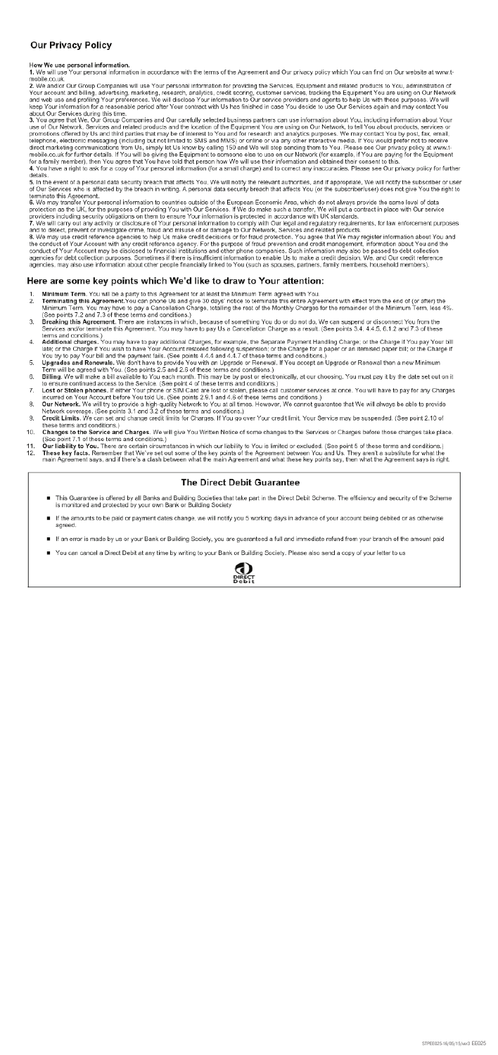## Our Privacy Policy

**How We use personal information.**

**1.** We will use Your personal information in accordance with the terms of the Agreement and Our privacy policy which You can find on Our website at www.t-mobile.co.uk.

**2.** We and/or Our Group Companies will use Your personal information for providing the Services, Equipment and related products to You, administration of Your account and billing, advertising, marketing, research, analytics, credit scoring, customer services, tracking the Equipment You are using on Our Network and web use and profiling Your preferences. We will disclose Your information to Our service providers and agents to help Us with these purposes. We will keep Your information for a reasonable period after Your contract with Us has finished in case You decide to use Our Services again and may contact You about Our Services during this time.

**3.** You agree that We, Our Group Companies and Our carefully selected business partners can use information about You, including information about Your use of Our Network, Services and related products and the location of the Equipment You are using on Our Network, to tell You about products, services or promotions offered by Us and third parties that may be of interest to You and for research and analytics purposes. We may contact You by post, fax, email, telephone, electronic messaging (including but not limited to SMS and MMS) or online or via any other interactive media. If You would prefer not to receive direct marketing communications from Us, simply let Us know by calling 150 and We will stop sending them to You. Please see Our privacy policy at www.t-mobile.co.uk for further details. If You will be giving the Equipment to someone else to use on our Network (for example, if You are paying for the Equipment for a family member), then You agree that You have told that person how We will use their information and obtained their consent to this.

**4.** You have a right to ask for a copy of Your personal information (for a small charge) and to correct any inaccuracies. Please see Our privacy policy for further details.

**5.** In the event of a personal data security breach that affects You, We will notify the relevant authorities, and if appropriate, We will notify the subscriber or user of Our Services who is affected by the breach in writing. A personal data security breach that affects You (or the subscriber/user) does not give You the right to terminate this Agreement.

**6.** We may transfer Your personal information to countries outside of the European Economic Area, which do not always provide the same level of data protection as the UK, for the purposes of providing You with Our Services. If We do make such a transfer, We will put a contract in place with Our service providers including security obligations on them to ensure Your information is protected in accordance with UK standards.

**7.** We will carry out any activity or disclosure of Your personal information to comply with Our legal and regulatory requirements, for law enforcement purposes and to detect, prevent or investigate crime, fraud and misuse of or damage to Our Network, Services and related products.

**8.** We may use credit reference agencies to help Us make credit decisions or for fraud protection. You agree that We may register information about You and the conduct of Your Account with any credit reference agency. For the purpose of fraud prevention and credit management, information about You and the conduct of Your Account may be disclosed to financial institutions and other phone companies. Such information may also be passed to debt collection agencies for debt collection purposes. Sometimes if there is insufficient information to enable Us to make a credit decision, We, and Our credit reference agencies, may also use information about other people financially linked to You (such as spouses, partners, family members, household members).

## Here are some key points which We'd like to draw to Your attention:

1. **Minimum Term.** You will be a party to this Agreement for at least the Minimum Term agreed with You.
2. **Terminating this Agreement.** You can phone Us and give 30 days' notice to terminate this entire Agreement with effect from the end of (or after) the Minimum Term. You may have to pay a Cancellation Charge, totalling the rest of the Monthly Charges for the remainder of the Minimum Term, less 4%. (See points 7.2 and 7.3 of these terms and conditions.)
3. **Breaking this Agreement.** There are instances in which, because of something You do or do not do, We can suspend or disconnect You from the Services and/or terminate this Agreement. You may have to pay Us a Cancellation Charge as a result. (See points 3.4, 4.4.5, 6.1.2 and 7.3 of these terms and conditions.)
4. **Additional charges.** You may have to pay additional Charges, for example, the Separate Payment Handling Charge; or the Charge if You pay Your bill late; or the Charge if You wish to have Your Account restored following suspension; or the Charge for a paper or an itemised paper bill; or the Charge if You try to pay Your bill and the payment fails. (See points 4.4.4 and 4.4.7 of these terms and conditions.)
5. **Upgrades and Renewals.** We don't have to provide You with an Upgrade or Renewal. If You accept an Upgrade or Renewal then a new Minimum Term will be agreed with You. (See points 2.5 and 2.6 of these terms and conditions.)
6. **Billing.** We will make a bill available to You each month. This may be by post or electronically, at our choosing. You must pay it by the date set out on it to ensure continued access to the Service. (See point 4 of these terms and conditions.)
7. **Lost or Stolen phones.** If either Your phone or SIM Card are lost or stolen, please call customer services at once. You will have to pay for any Charges incurred on Your Account before You told Us. (See points 2.9.1 and 4.6 of these terms and conditions.)
8. **Our Network.** We will try to provide a high-quality Network to You at all times. However, We cannot guarantee that We will always be able to provide Network coverage. (See points 3.1 and 3.2 of these terms and conditions.)
9. **Credit Limits.** We can set and change credit limits for Charges. If You go over Your credit limit, Your Service may be suspended. (See point 2.10 of these terms and conditions.)
10. **Changes to the Service and Charges.** We will give You Written Notice of some changes to the Services or Charges before those changes take place. (See point 7.1 of these terms and conditions.)
11. **Our liability to You.** There are certain circumstances in which our liability to You is limited or excluded. (See point 5 of these terms and conditions.)
12. **These key facts.** Remember that We've set out some of the key points of the Agreement between You and Us. They aren't a substitute for what the main Agreement says, and if there's a clash between what the main Agreement and what these key points say, then what the Agreement says is right.

## The Direct Debit Guarantee

- This Guarantee is offered by all Banks and Building Societies that take part in the Direct Debit Scheme. The efficiency and security of the Scheme is monitored and protected by your own Bank or Building Society
- If the amounts to be paid or payment dates change, we will notify you 5 working days in advance of your account being debited or as otherwise agreed.
- If an error is made by us or your Bank or Building Society, you are guaranteed a full and immediate refund from your branch of the amount paid
- You can cancel a Direct Debit at any time by writing to your Bank or Building Society. Please also send a copy of your letter to us

DIRECT Debit

STPEE025-16/05/15/ver3 EE025